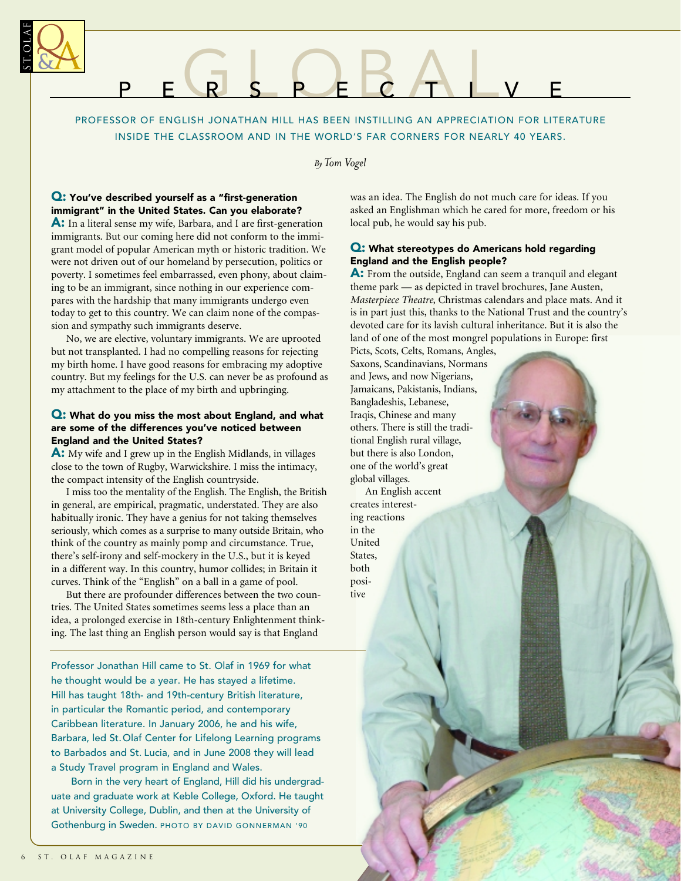# GLOBAL PERSPECTIVE

PROFESSOR OF ENGLISH JONATHAN HILL HAS BEEN INSTILLING AN APPRECIATION FOR LITERATURE INSIDE THE CLASSROOM AND IN THE WORLD'S FAR CORNERS FOR NEARLY 40 YEARS.

*By Tom Vogel*

**Q: You've described yourself as a "first-generation immigrant" in the United States. Can you elaborate?**

**A:** In a literal sense my wife, Barbara, and I are first-generation immigrants. But our coming here did not conform to the immigrant model of popular American myth or historic tradition. We were not driven out of our homeland by persecution, politics or poverty. I sometimes feel embarrassed, even phony, about claiming to be an immigrant, since nothing in our experience compares with the hardship that many immigrants undergo even today to get to this country. We can claim none of the compassion and sympathy such immigrants deserve.

No, we are elective, voluntary immigrants. We are uprooted but not transplanted. I had no compelling reasons for rejecting my birth home. I have good reasons for embracing my adoptive country. But my feelings for the U.S. can never be as profound as my attachment to the place of my birth and upbringing.

**Q: What do you miss the most about England, and what are some of the differences you've noticed between England and the United States?**

**A:** My wife and I grew up in the English Midlands, in villages close to the town of Rugby, Warwickshire. I miss the intimacy, the compact intensity of the English countryside.

I miss too the mentality of the English. The English, the British in general, are empirical, pragmatic, understated. They are also habitually ironic. They have a genius for not taking themselves seriously, which comes as a surprise to many outside Britain, who think of the country as mainly pomp and circumstance. True, there's self-irony and self-mockery in the U.S., but it is keyed in a different way. In this country, humor collides; in Britain it curves. Think of the "English" on a ball in a game of pool.

But there are profounder differences between the two countries. The United States sometimes seems less a place than an idea, a prolonged exercise in 18th-century Enlightenment thinking. The last thing an English person would say is that England was an idea. The English do not much care for ideas. If you asked an Englishman which he cared for more, freedom or his local pub, he would say his pub.

**Q: What stereotypes do Americans hold regarding England and the English people?**

**A:** From the outside, England can seem a tranquil and elegant theme park — as depicted in travel brochures, Jane Austen, *Masterpiece Theatre*, Christmas calendars and place mats. And it is in part just this, thanks to the National Trust and the country's devoted care for its lavish cultural inheritance. But it is also the land of one of the most mongrel populations in Europe: first Picts, Scots, Celts, Romans, Angles, Saxons, Scandinavians, Normans and Jews, and now Nigerians, Jamaicans, Pakistanis, Indians, Bangladeshis, Lebanese, Iraqis, Chinese and many others. There is still the traditional English rural village, but there is also London, one of the world's great global villages.

An English accent creates interesting reactions in the United States, both positive

Professor Jonathan Hill came to St. Olaf in 1969 for what he thought would be a year. He has stayed a lifetime. Hill has taught 18th- and 19th-century British literature, in particular the Romantic period, and contemporary Caribbean literature. In January 2006, he and his wife, Barbara, led St. Olaf Center for Lifelong Learning programs to Barbados and St. Lucia, and in June 2008 they will lead a Study Travel program in England and Wales.

Born in the very heart of England, Hill did his undergraduate and graduate work at Keble College, Oxford. He taught at University College, Dublin, and then at the University of Gothenburg in Sweden. PHOTO BY DAVID GONNERMAN '90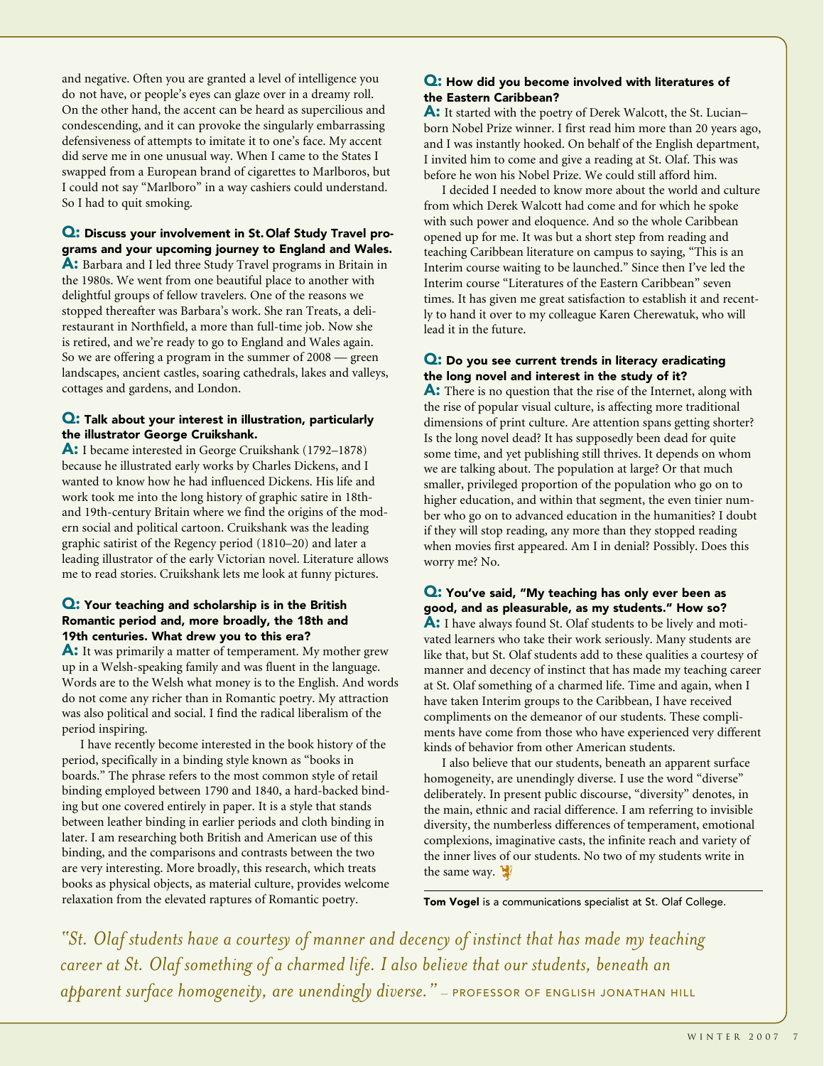and negative. Often you are granted a level of intelligence you do not have, or people's eyes can glaze over in a dreamy roll. On the other hand, the accent can be heard as supercilious and condescending, and it can provoke the singularly embarrassing defensiveness of attempts to imitate it to one's face. My accent did serve me in one unusual way. When I came to the States I swapped from a European brand of cigarettes to Marlboros, but I could not say "Marlboro" in a way cashiers could understand. So I had to quit smoking.

**Q: Discuss your involvement in St. Olaf Study Travel programs and your upcoming journey to England and Wales.**

**A:** Barbara and I led three Study Travel programs in Britain in the 1980s. We went from one beautiful place to another with delightful groups of fellow travelers. One of the reasons we stopped thereafter was Barbara's work. She ran Treats, a deli-restaurant in Northfield, a more than full-time job. Now she is retired, and we're ready to go to England and Wales again. So we are offering a program in the summer of 2008 — green landscapes, ancient castles, soaring cathedrals, lakes and valleys, cottages and gardens, and London.

**Q: Talk about your interest in illustration, particularly the illustrator George Cruikshank.**

**A:** I became interested in George Cruikshank (1792–1878) because he illustrated early works by Charles Dickens, and I wanted to know how he had influenced Dickens. His life and work took me into the long history of graphic satire in 18th- and 19th-century Britain where we find the origins of the modern social and political cartoon. Cruikshank was the leading graphic satirist of the Regency period (1810–20) and later a leading illustrator of the early Victorian novel. Literature allows me to read stories. Cruikshank lets me look at funny pictures.

**Q: Your teaching and scholarship is in the British Romantic period and, more broadly, the 18th and 19th centuries. What drew you to this era?**

**A:** It was primarily a matter of temperament. My mother grew up in a Welsh-speaking family and was fluent in the language. Words are to the Welsh what money is to the English. And words do not come any richer than in Romantic poetry. My attraction was also political and social. I find the radical liberalism of the period inspiring.

I have recently become interested in the book history of the period, specifically in a binding style known as "books in boards." The phrase refers to the most common style of retail binding employed between 1790 and 1840, a hard-backed binding but one covered entirely in paper. It is a style that stands between leather binding in earlier periods and cloth binding in later. I am researching both British and American use of this binding, and the comparisons and contrasts between the two are very interesting. More broadly, this research, which treats books as physical objects, as material culture, provides welcome relaxation from the elevated raptures of Romantic poetry.

**Q: How did you become involved with literatures of the Eastern Caribbean?**

**A:** It started with the poetry of Derek Walcott, the St. Lucian–born Nobel Prize winner. I first read him more than 20 years ago, and I was instantly hooked. On behalf of the English department, I invited him to come and give a reading at St. Olaf. This was before he won his Nobel Prize. We could still afford him.

I decided I needed to know more about the world and culture from which Derek Walcott had come and for which he spoke with such power and eloquence. And so the whole Caribbean opened up for me. It was but a short step from reading and teaching Caribbean literature on campus to saying, "This is an Interim course waiting to be launched." Since then I've led the Interim course "Literatures of the Eastern Caribbean" seven times. It has given me great satisfaction to establish it and recently to hand it over to my colleague Karen Cherewatuk, who will lead it in the future.

**Q: Do you see current trends in literacy eradicating the long novel and interest in the study of it?**

**A:** There is no question that the rise of the Internet, along with the rise of popular visual culture, is affecting more traditional dimensions of print culture. Are attention spans getting shorter? Is the long novel dead? It has supposedly been dead for quite some time, and yet publishing still thrives. It depends on whom we are talking about. The population at large? Or that much smaller, privileged proportion of the population who go on to higher education, and within that segment, the even tinier number who go on to advanced education in the humanities? I doubt if they will stop reading, any more than they stopped reading when movies first appeared. Am I in denial? Possibly. Does this worry me? No.

**Q: You've said, "My teaching has only ever been as good, and as pleasurable, as my students." How so?**

**A:** I have always found St. Olaf students to be lively and motivated learners who take their work seriously. Many students are like that, but St. Olaf students add to these qualities a courtesy of manner and decency of instinct that has made my teaching career at St. Olaf something of a charmed life. Time and again, when I have taken Interim groups to the Caribbean, I have received compliments on the demeanor of our students. These compliments have come from those who have experienced very different kinds of behavior from other American students.

I also believe that our students, beneath an apparent surface homogeneity, are unendingly diverse. I use the word "diverse" deliberately. In present public discourse, "diversity" denotes, in the main, ethnic and racial difference. I am referring to invisible diversity, the numberless differences of temperament, emotional complexions, imaginative casts, the infinite reach and variety of the inner lives of our students. No two of my students write in the same way.

---

**Tom Vogel** is a communications specialist at St. Olaf College.

*"St. Olaf students have a courtesy of manner and decency of instinct that has made my teaching career at St. Olaf something of a charmed life. I also believe that our students, beneath an apparent surface homogeneity, are unendingly diverse."* — PROFESSOR OF ENGLISH JONATHAN HILL